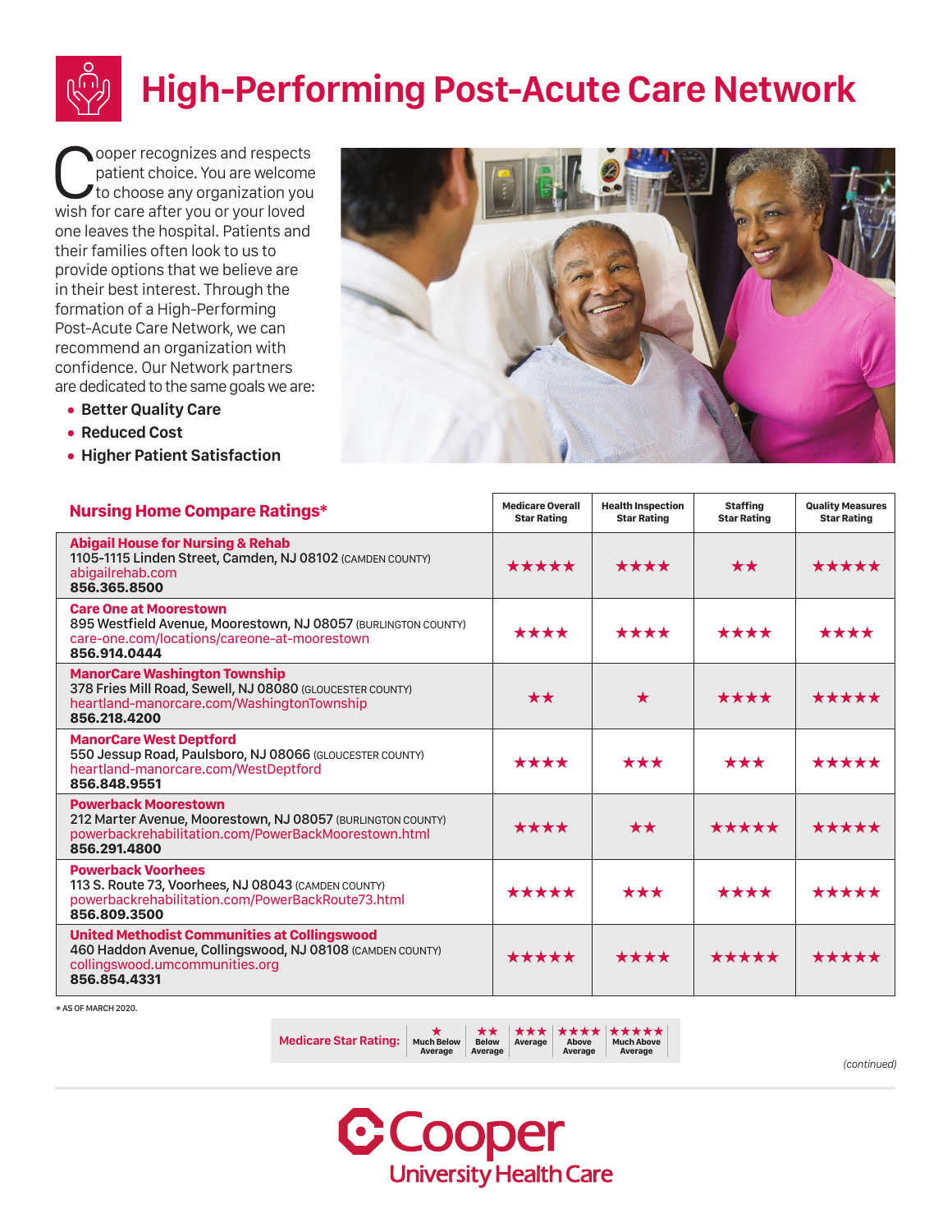# High-Performing Post-Acute Care Network

Cooper recognizes and respects patient choice. You are welcome to choose any organization you wish for care after you or your loved one leaves the hospital. Patients and their families often look to us to provide options that we believe are in their best interest. Through the formation of a High-Performing Post-Acute Care Network, we can recommend an organization with confidence. Our Network partners are dedicated to the same goals we are:

- **Better Quality Care**
- **Reduced Cost**
- **Higher Patient Satisfaction**

| Nursing Home Compare Ratings* | Medicare Overall Star Rating | Health Inspection Star Rating | Staffing Star Rating | Quality Measures Star Rating |
|---|---|---|---|---|
| **Abigail House for Nursing & Rehab**<br>1105-1115 Linden Street, Camden, NJ 08102 (CAMDEN COUNTY)<br>abigailrehab.com<br>**856.365.8500** | ★★★★★ | ★★★★ | ★★ | ★★★★★ |
| **Care One at Moorestown**<br>895 Westfield Avenue, Moorestown, NJ 08057 (BURLINGTON COUNTY)<br>care-one.com/locations/careone-at-moorestown<br>**856.914.0444** | ★★★★ | ★★★★ | ★★★★ | ★★★★ |
| **ManorCare Washington Township**<br>378 Fries Mill Road, Sewell, NJ 08080 (GLOUCESTER COUNTY)<br>heartland-manorcare.com/WashingtonTownship<br>**856.218.4200** | ★★ | ★ | ★★★★ | ★★★★★ |
| **ManorCare West Deptford**<br>550 Jessup Road, Paulsboro, NJ 08066 (GLOUCESTER COUNTY)<br>heartland-manorcare.com/WestDeptford<br>**856.848.9551** | ★★★★ | ★★★ | ★★★ | ★★★★★ |
| **Powerback Moorestown**<br>212 Marter Avenue, Moorestown, NJ 08057 (BURLINGTON COUNTY)<br>powerbackrehabilitation.com/PowerBackMoorestown.html<br>**856.291.4800** | ★★★★ | ★★ | ★★★★★ | ★★★★★ |
| **Powerback Voorhees**<br>113 S. Route 73, Voorhees, NJ 08043 (CAMDEN COUNTY)<br>powerbackrehabilitation.com/PowerBackRoute73.html<br>**856.809.3500** | ★★★★★ | ★★★ | ★★★★ | ★★★★★ |
| **United Methodist Communities at Collingswood**<br>460 Haddon Avenue, Collingswood, NJ 08108 (CAMDEN COUNTY)<br>collingswood.umcommunities.org<br>**856.854.4331** | ★★★★★ | ★★★★ | ★★★★★ | ★★★★★ |

* AS OF MARCH 2020.

| Medicare Star Rating: | ★ Much Below Average | ★★ Below Average | ★★★ Average | ★★★★ Above Average | ★★★★★ Much Above Average |
|---|---|---|---|---|---|

*(continued)*

Cooper University Health Care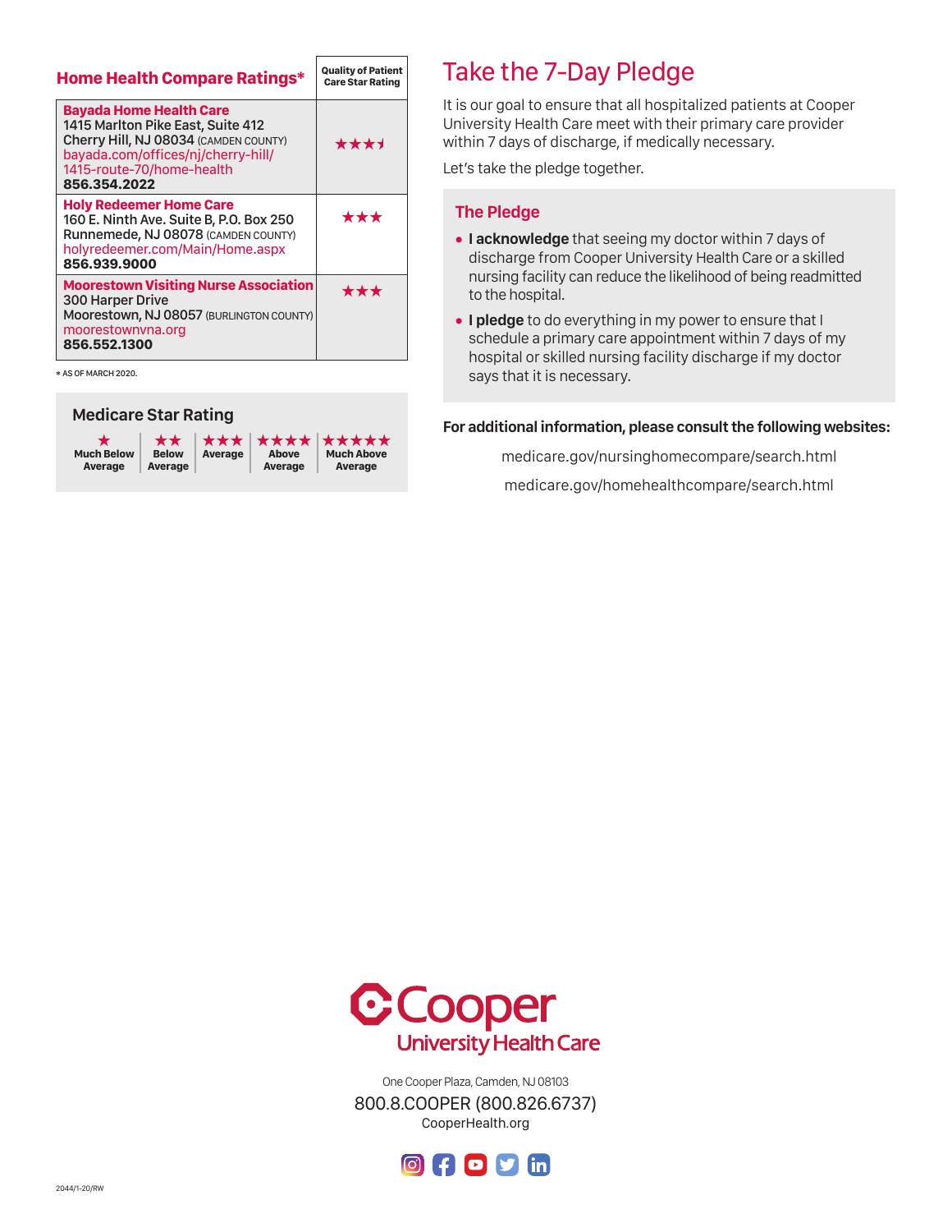| Home Health Compare Ratings* | Quality of Patient Care Star Rating |
|---|---|
| **Bayada Home Health Care**<br>1415 Marlton Pike East, Suite 412<br>Cherry Hill, NJ 08034 (CAMDEN COUNTY)<br>bayada.com/offices/nj/cherry-hill/1415-route-70/home-health<br>**856.354.2022** | ★★★½ |
| **Holy Redeemer Home Care**<br>160 E. Ninth Ave. Suite B, P.O. Box 250<br>Runnemede, NJ 08078 (CAMDEN COUNTY)<br>holyredeemer.com/Main/Home.aspx<br>**856.939.9000** | ★★★ |
| **Moorestown Visiting Nurse Association**<br>300 Harper Drive<br>Moorestown, NJ 08057 (BURLINGTON COUNTY)<br>moorestownvna.org<br>**856.552.1300** | ★★★ |

* AS OF MARCH 2020.

## Medicare Star Rating

| ★ | ★★ | ★★★ | ★★★★ | ★★★★★ |
|---|---|---|---|---|
| Much Below Average | Below Average | Average | Above Average | Much Above Average |

# Take the 7-Day Pledge

It is our goal to ensure that all hospitalized patients at Cooper University Health Care meet with their primary care provider within 7 days of discharge, if medically necessary.

Let's take the pledge together.

## The Pledge

- **I acknowledge** that seeing my doctor within 7 days of discharge from Cooper University Health Care or a skilled nursing facility can reduce the likelihood of being readmitted to the hospital.
- **I pledge** to do everything in my power to ensure that I schedule a primary care appointment within 7 days of my hospital or skilled nursing facility discharge if my doctor says that it is necessary.

**For additional information, please consult the following websites:**

medicare.gov/nursinghomecompare/search.html

medicare.gov/homehealthcompare/search.html

Cooper University Health Care

One Cooper Plaza, Camden, NJ 08103

800.8.COOPER (800.826.6737)

CooperHealth.org

2044/1-20/RW